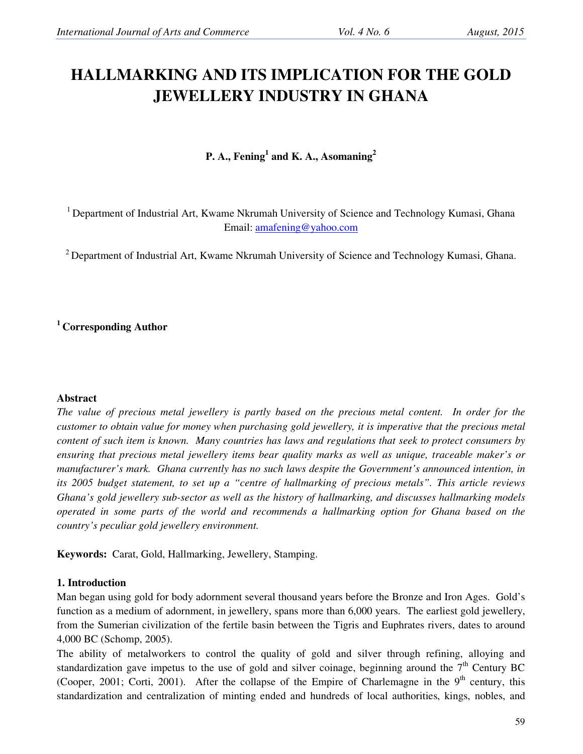# HALLMARKING AND ITS IMPLICATION FOR THE GOLD JEWELLERY INDUSTRY IN GHANA

**P. A., Fening[1] and K. A., Asomaning[2]**

[1] Department of Industrial Art, Kwame Nkrumah University of Science and Technology Kumasi, Ghana
Email: amafening@yahoo.com

[2] Department of Industrial Art, Kwame Nkrumah University of Science and Technology Kumasi, Ghana.

**[1] Corresponding Author**

## Abstract

*The value of precious metal jewellery is partly based on the precious metal content. In order for the customer to obtain value for money when purchasing gold jewellery, it is imperative that the precious metal content of such item is known. Many countries has laws and regulations that seek to protect consumers by ensuring that precious metal jewellery items bear quality marks as well as unique, traceable maker's or manufacturer's mark. Ghana currently has no such laws despite the Government's announced intention, in its 2005 budget statement, to set up a "centre of hallmarking of precious metals". This article reviews Ghana's gold jewellery sub-sector as well as the history of hallmarking, and discusses hallmarking models operated in some parts of the world and recommends a hallmarking option for Ghana based on the country's peculiar gold jewellery environment.*

**Keywords:** Carat, Gold, Hallmarking, Jewellery, Stamping.

## 1. Introduction

Man began using gold for body adornment several thousand years before the Bronze and Iron Ages. Gold's function as a medium of adornment, in jewellery, spans more than 6,000 years. The earliest gold jewellery, from the Sumerian civilization of the fertile basin between the Tigris and Euphrates rivers, dates to around 4,000 BC (Schomp, 2005).

The ability of metalworkers to control the quality of gold and silver through refining, alloying and standardization gave impetus to the use of gold and silver coinage, beginning around the 7th Century BC (Cooper, 2001; Corti, 2001). After the collapse of the Empire of Charlemagne in the 9th century, this standardization and centralization of minting ended and hundreds of local authorities, kings, nobles, and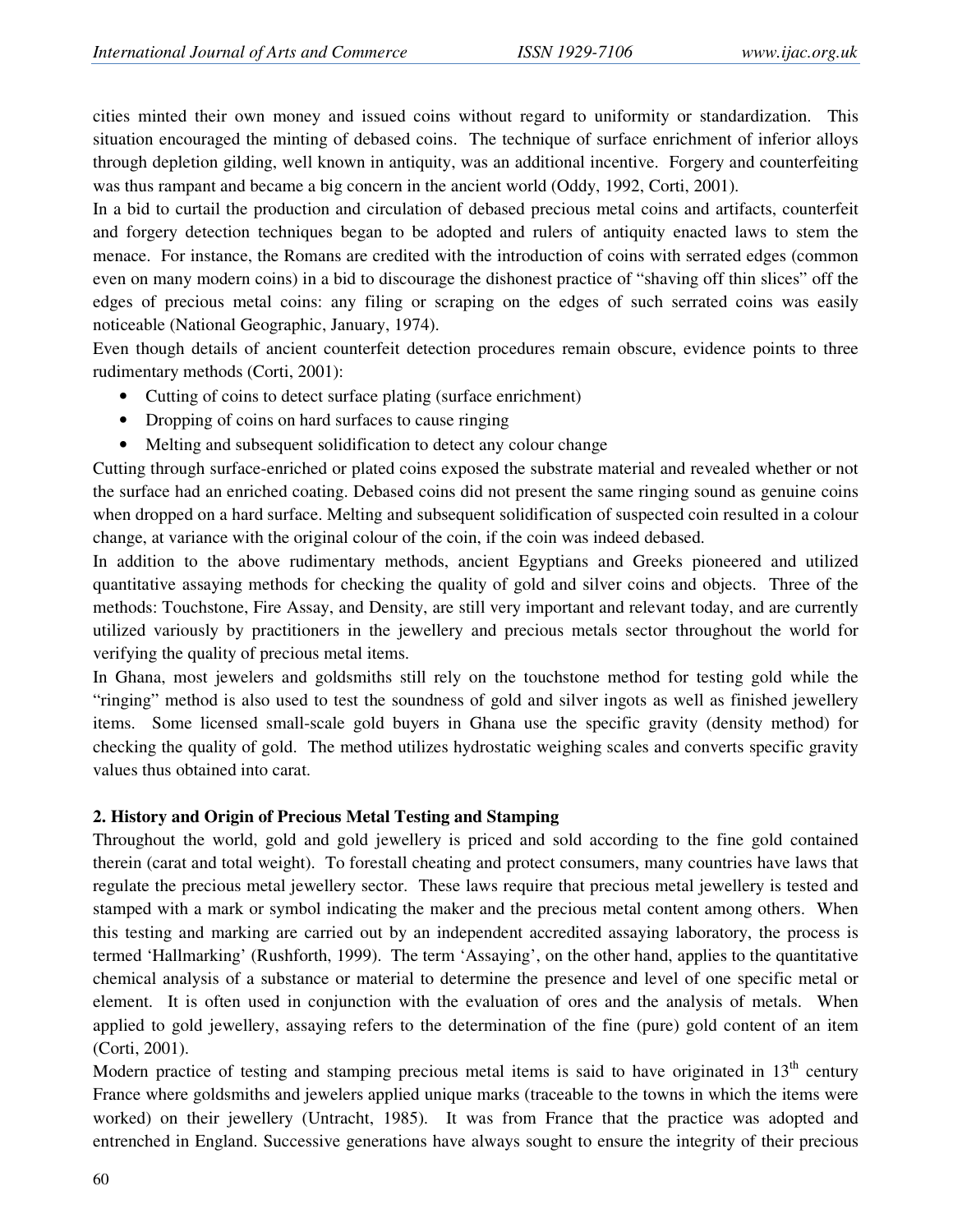cities minted their own money and issued coins without regard to uniformity or standardization. This situation encouraged the minting of debased coins. The technique of surface enrichment of inferior alloys through depletion gilding, well known in antiquity, was an additional incentive. Forgery and counterfeiting was thus rampant and became a big concern in the ancient world (Oddy, 1992, Corti, 2001).

In a bid to curtail the production and circulation of debased precious metal coins and artifacts, counterfeit and forgery detection techniques began to be adopted and rulers of antiquity enacted laws to stem the menace. For instance, the Romans are credited with the introduction of coins with serrated edges (common even on many modern coins) in a bid to discourage the dishonest practice of "shaving off thin slices" off the edges of precious metal coins: any filing or scraping on the edges of such serrated coins was easily noticeable (National Geographic, January, 1974).

Even though details of ancient counterfeit detection procedures remain obscure, evidence points to three rudimentary methods (Corti, 2001):

- Cutting of coins to detect surface plating (surface enrichment)
- Dropping of coins on hard surfaces to cause ringing
- Melting and subsequent solidification to detect any colour change

Cutting through surface-enriched or plated coins exposed the substrate material and revealed whether or not the surface had an enriched coating. Debased coins did not present the same ringing sound as genuine coins when dropped on a hard surface. Melting and subsequent solidification of suspected coin resulted in a colour change, at variance with the original colour of the coin, if the coin was indeed debased.

In addition to the above rudimentary methods, ancient Egyptians and Greeks pioneered and utilized quantitative assaying methods for checking the quality of gold and silver coins and objects. Three of the methods: Touchstone, Fire Assay, and Density, are still very important and relevant today, and are currently utilized variously by practitioners in the jewellery and precious metals sector throughout the world for verifying the quality of precious metal items.

In Ghana, most jewelers and goldsmiths still rely on the touchstone method for testing gold while the "ringing" method is also used to test the soundness of gold and silver ingots as well as finished jewellery items. Some licensed small-scale gold buyers in Ghana use the specific gravity (density method) for checking the quality of gold. The method utilizes hydrostatic weighing scales and converts specific gravity values thus obtained into carat.

## 2. History and Origin of Precious Metal Testing and Stamping

Throughout the world, gold and gold jewellery is priced and sold according to the fine gold contained therein (carat and total weight). To forestall cheating and protect consumers, many countries have laws that regulate the precious metal jewellery sector. These laws require that precious metal jewellery is tested and stamped with a mark or symbol indicating the maker and the precious metal content among others. When this testing and marking are carried out by an independent accredited assaying laboratory, the process is termed 'Hallmarking' (Rushforth, 1999). The term 'Assaying', on the other hand, applies to the quantitative chemical analysis of a substance or material to determine the presence and level of one specific metal or element. It is often used in conjunction with the evaluation of ores and the analysis of metals. When applied to gold jewellery, assaying refers to the determination of the fine (pure) gold content of an item (Corti, 2001).

Modern practice of testing and stamping precious metal items is said to have originated in 13$^{th}$ century France where goldsmiths and jewelers applied unique marks (traceable to the towns in which the items were worked) on their jewellery (Untracht, 1985). It was from France that the practice was adopted and entrenched in England. Successive generations have always sought to ensure the integrity of their precious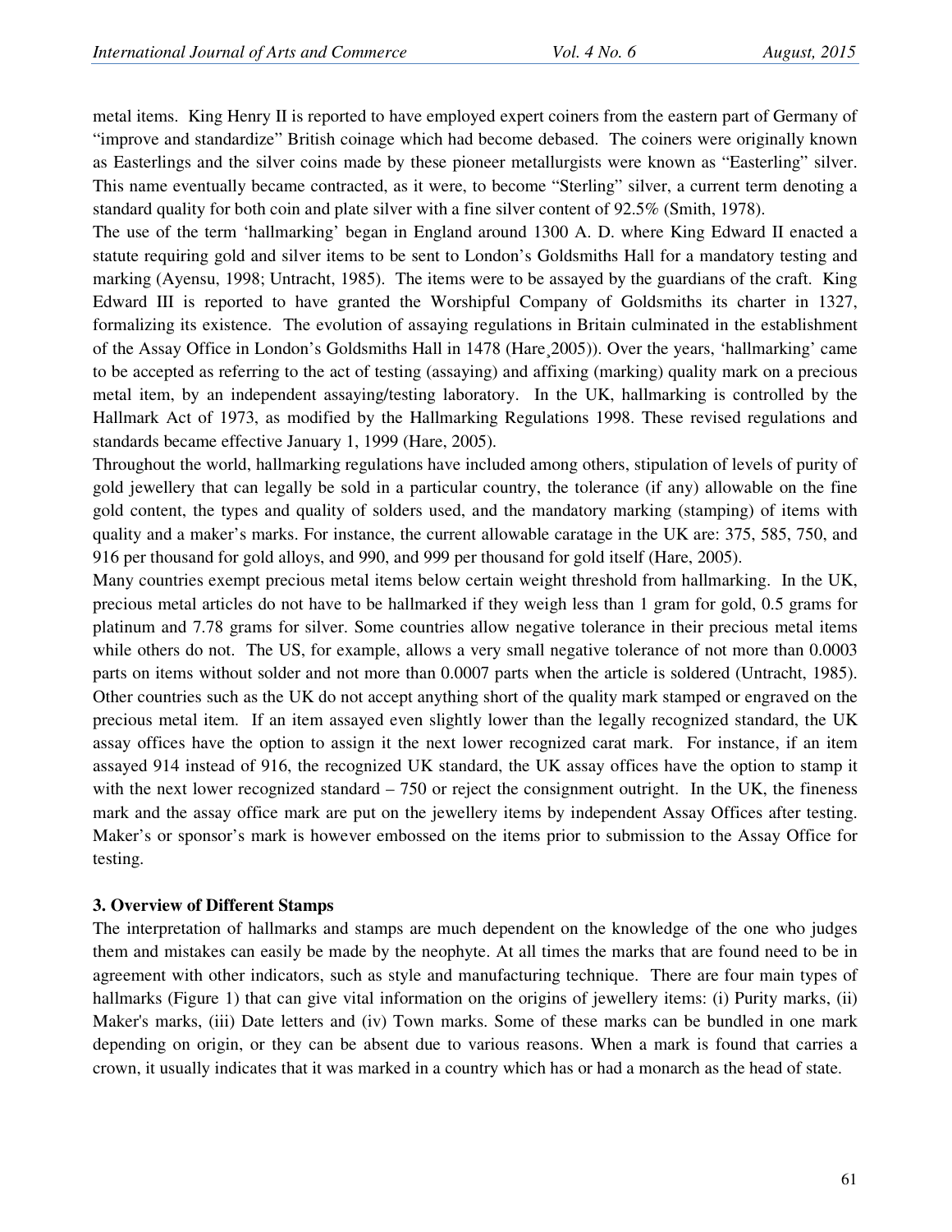metal items. King Henry II is reported to have employed expert coiners from the eastern part of Germany of "improve and standardize" British coinage which had become debased. The coiners were originally known as Easterlings and the silver coins made by these pioneer metallurgists were known as "Easterling" silver. This name eventually became contracted, as it were, to become "Sterling" silver, a current term denoting a standard quality for both coin and plate silver with a fine silver content of 92.5% (Smith, 1978).

The use of the term 'hallmarking' began in England around 1300 A. D. where King Edward II enacted a statute requiring gold and silver items to be sent to London's Goldsmiths Hall for a mandatory testing and marking (Ayensu, 1998; Untracht, 1985). The items were to be assayed by the guardians of the craft. King Edward III is reported to have granted the Worshipful Company of Goldsmiths its charter in 1327, formalizing its existence. The evolution of assaying regulations in Britain culminated in the establishment of the Assay Office in London's Goldsmiths Hall in 1478 (Hare¸2005)). Over the years, 'hallmarking' came to be accepted as referring to the act of testing (assaying) and affixing (marking) quality mark on a precious metal item, by an independent assaying/testing laboratory. In the UK, hallmarking is controlled by the Hallmark Act of 1973, as modified by the Hallmarking Regulations 1998. These revised regulations and standards became effective January 1, 1999 (Hare, 2005).

Throughout the world, hallmarking regulations have included among others, stipulation of levels of purity of gold jewellery that can legally be sold in a particular country, the tolerance (if any) allowable on the fine gold content, the types and quality of solders used, and the mandatory marking (stamping) of items with quality and a maker's marks. For instance, the current allowable caratage in the UK are: 375, 585, 750, and 916 per thousand for gold alloys, and 990, and 999 per thousand for gold itself (Hare, 2005).

Many countries exempt precious metal items below certain weight threshold from hallmarking. In the UK, precious metal articles do not have to be hallmarked if they weigh less than 1 gram for gold, 0.5 grams for platinum and 7.78 grams for silver. Some countries allow negative tolerance in their precious metal items while others do not. The US, for example, allows a very small negative tolerance of not more than 0.0003 parts on items without solder and not more than 0.0007 parts when the article is soldered (Untracht, 1985). Other countries such as the UK do not accept anything short of the quality mark stamped or engraved on the precious metal item. If an item assayed even slightly lower than the legally recognized standard, the UK assay offices have the option to assign it the next lower recognized carat mark. For instance, if an item assayed 914 instead of 916, the recognized UK standard, the UK assay offices have the option to stamp it with the next lower recognized standard – 750 or reject the consignment outright. In the UK, the fineness mark and the assay office mark are put on the jewellery items by independent Assay Offices after testing. Maker's or sponsor's mark is however embossed on the items prior to submission to the Assay Office for testing.

### 3. Overview of Different Stamps

The interpretation of hallmarks and stamps are much dependent on the knowledge of the one who judges them and mistakes can easily be made by the neophyte. At all times the marks that are found need to be in agreement with other indicators, such as style and manufacturing technique. There are four main types of hallmarks (Figure 1) that can give vital information on the origins of jewellery items: (i) Purity marks, (ii) Maker's marks, (iii) Date letters and (iv) Town marks. Some of these marks can be bundled in one mark depending on origin, or they can be absent due to various reasons. When a mark is found that carries a crown, it usually indicates that it was marked in a country which has or had a monarch as the head of state.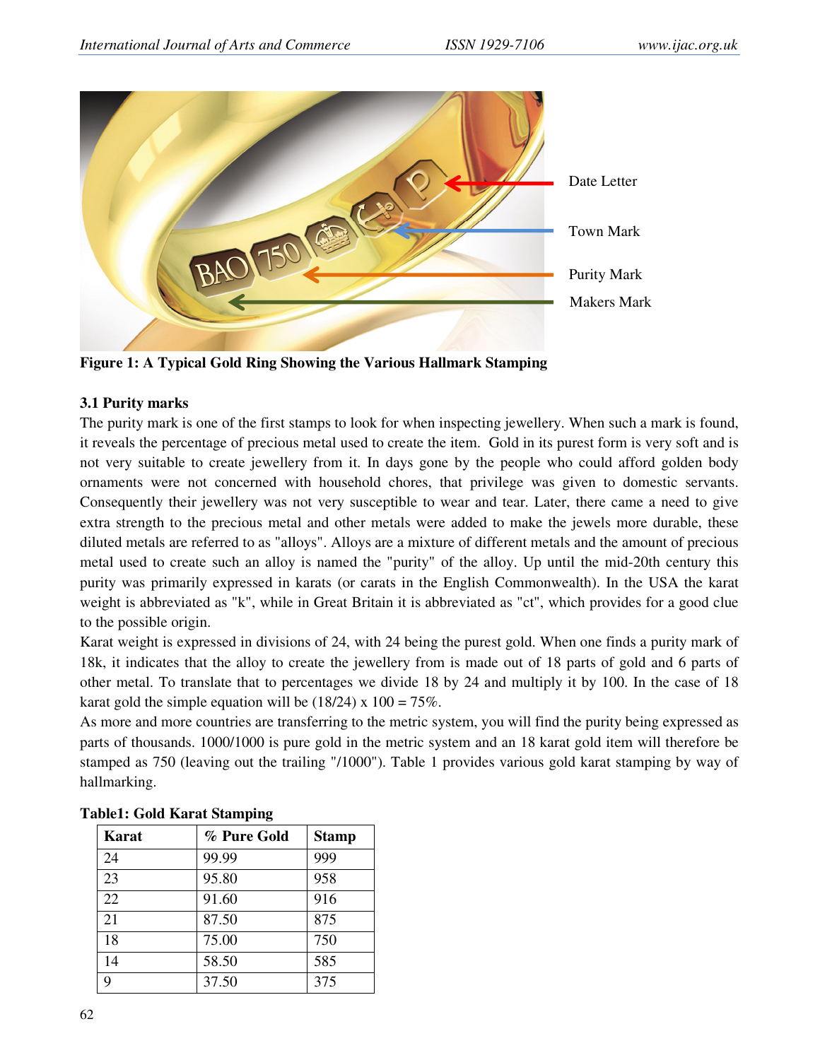Figure 1: A Typical Gold Ring Showing the Various Hallmark Stamping

### 3.1 Purity marks

The purity mark is one of the first stamps to look for when inspecting jewellery. When such a mark is found, it reveals the percentage of precious metal used to create the item. Gold in its purest form is very soft and is not very suitable to create jewellery from it. In days gone by the people who could afford golden body ornaments were not concerned with household chores, that privilege was given to domestic servants. Consequently their jewellery was not very susceptible to wear and tear. Later, there came a need to give extra strength to the precious metal and other metals were added to make the jewels more durable, these diluted metals are referred to as "alloys". Alloys are a mixture of different metals and the amount of precious metal used to create such an alloy is named the "purity" of the alloy. Up until the mid-20th century this purity was primarily expressed in karats (or carats in the English Commonwealth). In the USA the karat weight is abbreviated as "k", while in Great Britain it is abbreviated as "ct", which provides for a good clue to the possible origin.

Karat weight is expressed in divisions of 24, with 24 being the purest gold. When one finds a purity mark of 18k, it indicates that the alloy to create the jewellery from is made out of 18 parts of gold and 6 parts of other metal. To translate that to percentages we divide 18 by 24 and multiply it by 100. In the case of 18 karat gold the simple equation will be $(18/24) \times 100 = 75\%$.

As more and more countries are transferring to the metric system, you will find the purity being expressed as parts of thousands. 1000/1000 is pure gold in the metric system and an 18 karat gold item will therefore be stamped as 750 (leaving out the trailing "/1000"). Table 1 provides various gold karat stamping by way of hallmarking.

**Table1: Gold Karat Stamping**

| Karat | % Pure Gold | Stamp |
|---|---|---|
| 24 | 99.99 | 999 |
| 23 | 95.80 | 958 |
| 22 | 91.60 | 916 |
| 21 | 87.50 | 875 |
| 18 | 75.00 | 750 |
| 14 | 58.50 | 585 |
| 9 | 37.50 | 375 |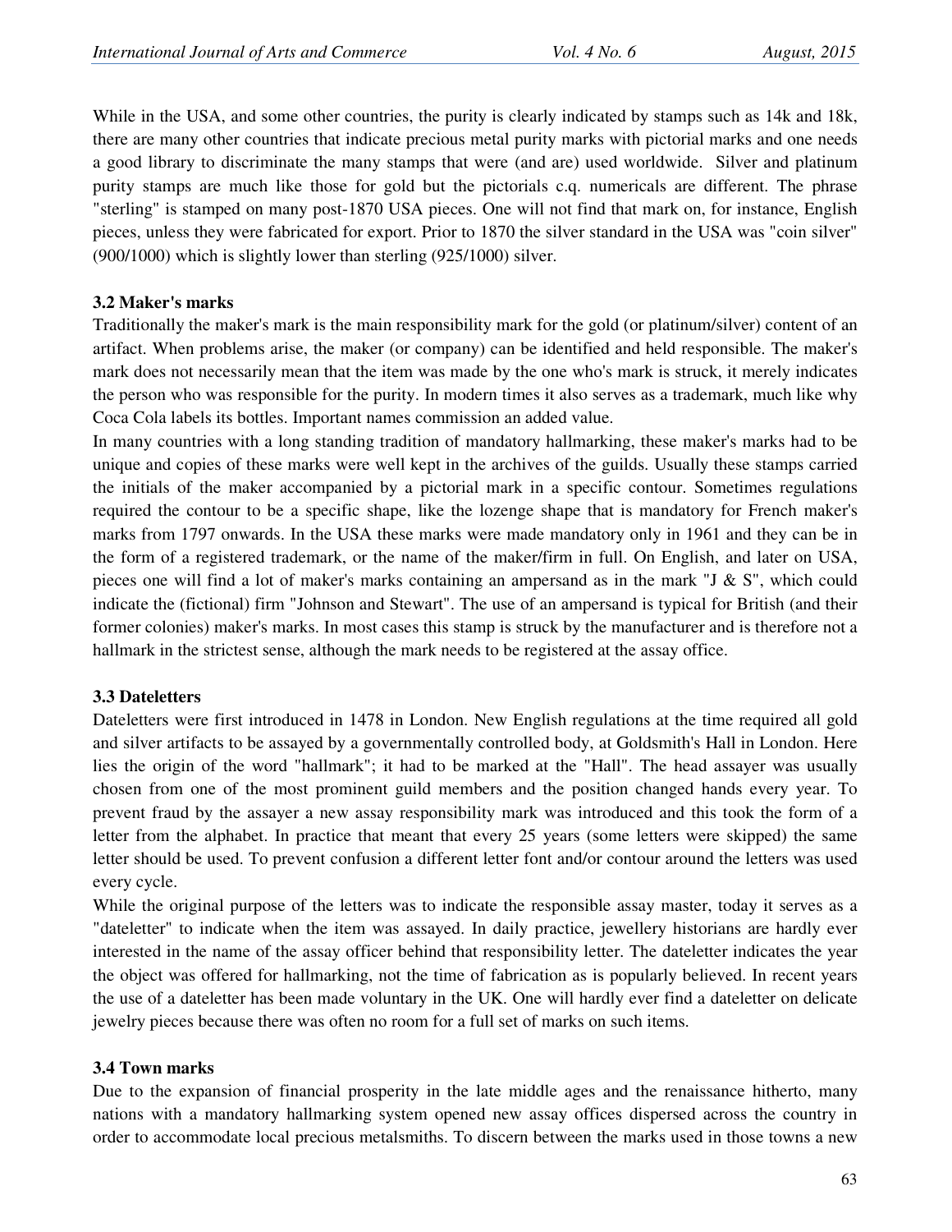While in the USA, and some other countries, the purity is clearly indicated by stamps such as 14k and 18k, there are many other countries that indicate precious metal purity marks with pictorial marks and one needs a good library to discriminate the many stamps that were (and are) used worldwide. Silver and platinum purity stamps are much like those for gold but the pictorials c.q. numericals are different. The phrase "sterling" is stamped on many post-1870 USA pieces. One will not find that mark on, for instance, English pieces, unless they were fabricated for export. Prior to 1870 the silver standard in the USA was "coin silver" (900/1000) which is slightly lower than sterling (925/1000) silver.

### 3.2 Maker's marks

Traditionally the maker's mark is the main responsibility mark for the gold (or platinum/silver) content of an artifact. When problems arise, the maker (or company) can be identified and held responsible. The maker's mark does not necessarily mean that the item was made by the one who's mark is struck, it merely indicates the person who was responsible for the purity. In modern times it also serves as a trademark, much like why Coca Cola labels its bottles. Important names commission an added value.

In many countries with a long standing tradition of mandatory hallmarking, these maker's marks had to be unique and copies of these marks were well kept in the archives of the guilds. Usually these stamps carried the initials of the maker accompanied by a pictorial mark in a specific contour. Sometimes regulations required the contour to be a specific shape, like the lozenge shape that is mandatory for French maker's marks from 1797 onwards. In the USA these marks were made mandatory only in 1961 and they can be in the form of a registered trademark, or the name of the maker/firm in full. On English, and later on USA, pieces one will find a lot of maker's marks containing an ampersand as in the mark "J & S", which could indicate the (fictional) firm "Johnson and Stewart". The use of an ampersand is typical for British (and their former colonies) maker's marks. In most cases this stamp is struck by the manufacturer and is therefore not a hallmark in the strictest sense, although the mark needs to be registered at the assay office.

### 3.3 Dateletters

Dateletters were first introduced in 1478 in London. New English regulations at the time required all gold and silver artifacts to be assayed by a governmentally controlled body, at Goldsmith's Hall in London. Here lies the origin of the word "hallmark"; it had to be marked at the "Hall". The head assayer was usually chosen from one of the most prominent guild members and the position changed hands every year. To prevent fraud by the assayer a new assay responsibility mark was introduced and this took the form of a letter from the alphabet. In practice that meant that every 25 years (some letters were skipped) the same letter should be used. To prevent confusion a different letter font and/or contour around the letters was used every cycle.

While the original purpose of the letters was to indicate the responsible assay master, today it serves as a "dateletter" to indicate when the item was assayed. In daily practice, jewellery historians are hardly ever interested in the name of the assay officer behind that responsibility letter. The dateletter indicates the year the object was offered for hallmarking, not the time of fabrication as is popularly believed. In recent years the use of a dateletter has been made voluntary in the UK. One will hardly ever find a dateletter on delicate jewelry pieces because there was often no room for a full set of marks on such items.

### 3.4 Town marks

Due to the expansion of financial prosperity in the late middle ages and the renaissance hitherto, many nations with a mandatory hallmarking system opened new assay offices dispersed across the country in order to accommodate local precious metalsmiths. To discern between the marks used in those towns a new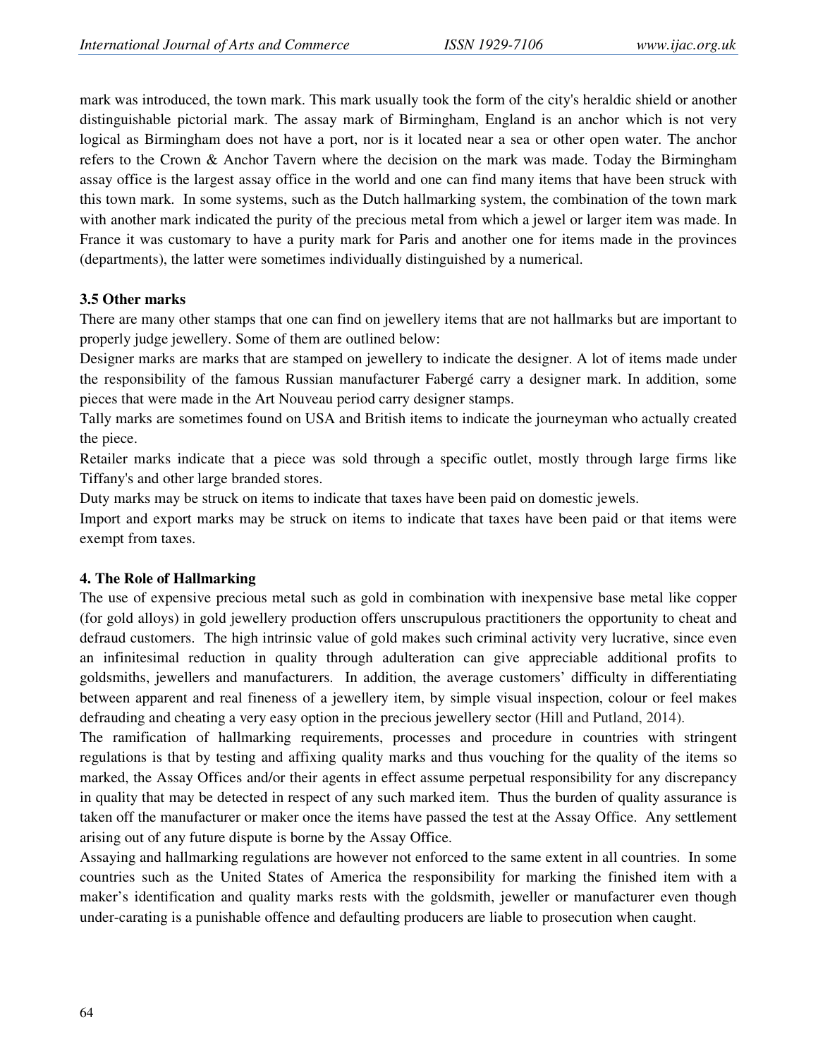mark was introduced, the town mark. This mark usually took the form of the city's heraldic shield or another distinguishable pictorial mark. The assay mark of Birmingham, England is an anchor which is not very logical as Birmingham does not have a port, nor is it located near a sea or other open water. The anchor refers to the Crown & Anchor Tavern where the decision on the mark was made. Today the Birmingham assay office is the largest assay office in the world and one can find many items that have been struck with this town mark. In some systems, such as the Dutch hallmarking system, the combination of the town mark with another mark indicated the purity of the precious metal from which a jewel or larger item was made. In France it was customary to have a purity mark for Paris and another one for items made in the provinces (departments), the latter were sometimes individually distinguished by a numerical.

### 3.5 Other marks

There are many other stamps that one can find on jewellery items that are not hallmarks but are important to properly judge jewellery. Some of them are outlined below:

Designer marks are marks that are stamped on jewellery to indicate the designer. A lot of items made under the responsibility of the famous Russian manufacturer Fabergé carry a designer mark. In addition, some pieces that were made in the Art Nouveau period carry designer stamps.

Tally marks are sometimes found on USA and British items to indicate the journeyman who actually created the piece.

Retailer marks indicate that a piece was sold through a specific outlet, mostly through large firms like Tiffany's and other large branded stores.

Duty marks may be struck on items to indicate that taxes have been paid on domestic jewels.

Import and export marks may be struck on items to indicate that taxes have been paid or that items were exempt from taxes.

## 4. The Role of Hallmarking

The use of expensive precious metal such as gold in combination with inexpensive base metal like copper (for gold alloys) in gold jewellery production offers unscrupulous practitioners the opportunity to cheat and defraud customers. The high intrinsic value of gold makes such criminal activity very lucrative, since even an infinitesimal reduction in quality through adulteration can give appreciable additional profits to goldsmiths, jewellers and manufacturers. In addition, the average customers' difficulty in differentiating between apparent and real fineness of a jewellery item, by simple visual inspection, colour or feel makes defrauding and cheating a very easy option in the precious jewellery sector (Hill and Putland, 2014).

The ramification of hallmarking requirements, processes and procedure in countries with stringent regulations is that by testing and affixing quality marks and thus vouching for the quality of the items so marked, the Assay Offices and/or their agents in effect assume perpetual responsibility for any discrepancy in quality that may be detected in respect of any such marked item. Thus the burden of quality assurance is taken off the manufacturer or maker once the items have passed the test at the Assay Office. Any settlement arising out of any future dispute is borne by the Assay Office.

Assaying and hallmarking regulations are however not enforced to the same extent in all countries. In some countries such as the United States of America the responsibility for marking the finished item with a maker's identification and quality marks rests with the goldsmith, jeweller or manufacturer even though under-carating is a punishable offence and defaulting producers are liable to prosecution when caught.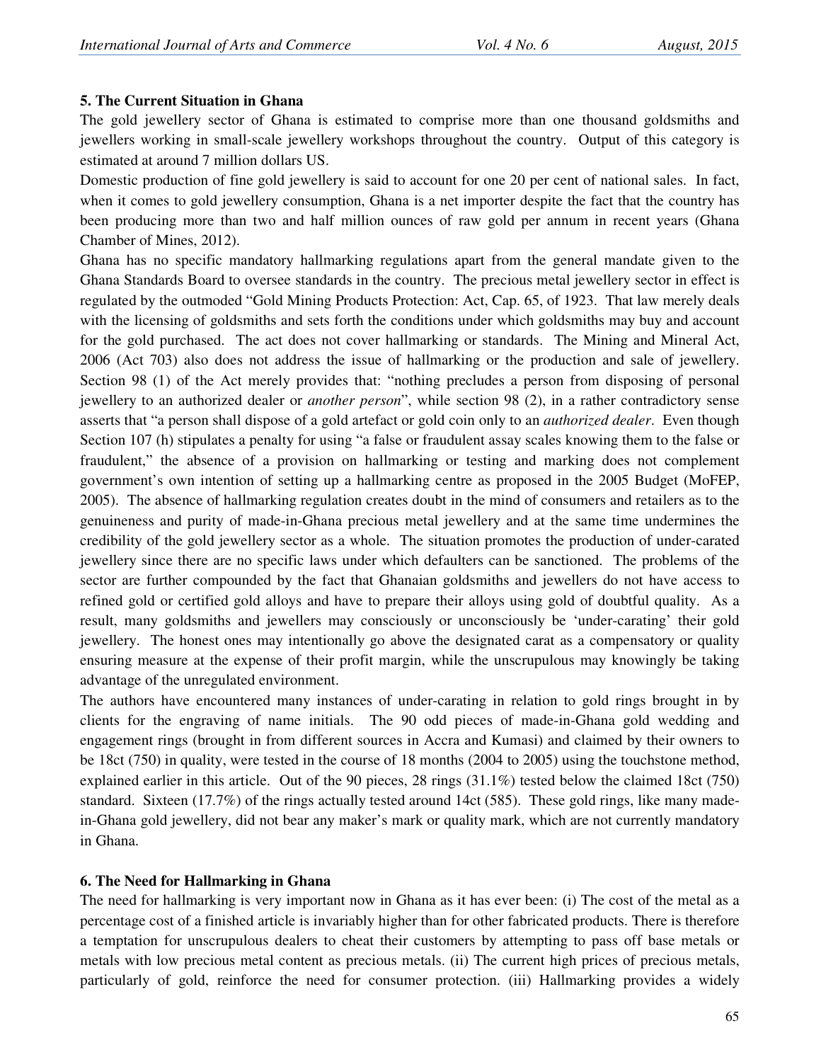## 5. The Current Situation in Ghana

The gold jewellery sector of Ghana is estimated to comprise more than one thousand goldsmiths and jewellers working in small-scale jewellery workshops throughout the country. Output of this category is estimated at around 7 million dollars US.

Domestic production of fine gold jewellery is said to account for one 20 per cent of national sales. In fact, when it comes to gold jewellery consumption, Ghana is a net importer despite the fact that the country has been producing more than two and half million ounces of raw gold per annum in recent years (Ghana Chamber of Mines, 2012).

Ghana has no specific mandatory hallmarking regulations apart from the general mandate given to the Ghana Standards Board to oversee standards in the country. The precious metal jewellery sector in effect is regulated by the outmoded "Gold Mining Products Protection: Act, Cap. 65, of 1923. That law merely deals with the licensing of goldsmiths and sets forth the conditions under which goldsmiths may buy and account for the gold purchased. The act does not cover hallmarking or standards. The Mining and Mineral Act, 2006 (Act 703) also does not address the issue of hallmarking or the production and sale of jewellery. Section 98 (1) of the Act merely provides that: "nothing precludes a person from disposing of personal jewellery to an authorized dealer or *another person*", while section 98 (2), in a rather contradictory sense asserts that "a person shall dispose of a gold artefact or gold coin only to an *authorized dealer*. Even though Section 107 (h) stipulates a penalty for using "a false or fraudulent assay scales knowing them to the false or fraudulent," the absence of a provision on hallmarking or testing and marking does not complement government's own intention of setting up a hallmarking centre as proposed in the 2005 Budget (MoFEP, 2005). The absence of hallmarking regulation creates doubt in the mind of consumers and retailers as to the genuineness and purity of made-in-Ghana precious metal jewellery and at the same time undermines the credibility of the gold jewellery sector as a whole. The situation promotes the production of under-carated jewellery since there are no specific laws under which defaulters can be sanctioned. The problems of the sector are further compounded by the fact that Ghanaian goldsmiths and jewellers do not have access to refined gold or certified gold alloys and have to prepare their alloys using gold of doubtful quality. As a result, many goldsmiths and jewellers may consciously or unconsciously be 'under-carating' their gold jewellery. The honest ones may intentionally go above the designated carat as a compensatory or quality ensuring measure at the expense of their profit margin, while the unscrupulous may knowingly be taking advantage of the unregulated environment.

The authors have encountered many instances of under-carating in relation to gold rings brought in by clients for the engraving of name initials. The 90 odd pieces of made-in-Ghana gold wedding and engagement rings (brought in from different sources in Accra and Kumasi) and claimed by their owners to be 18ct (750) in quality, were tested in the course of 18 months (2004 to 2005) using the touchstone method, explained earlier in this article. Out of the 90 pieces, 28 rings (31.1%) tested below the claimed 18ct (750) standard. Sixteen (17.7%) of the rings actually tested around 14ct (585). These gold rings, like many made-in-Ghana gold jewellery, did not bear any maker's mark or quality mark, which are not currently mandatory in Ghana.

## 6. The Need for Hallmarking in Ghana

The need for hallmarking is very important now in Ghana as it has ever been: (i) The cost of the metal as a percentage cost of a finished article is invariably higher than for other fabricated products. There is therefore a temptation for unscrupulous dealers to cheat their customers by attempting to pass off base metals or metals with low precious metal content as precious metals. (ii) The current high prices of precious metals, particularly of gold, reinforce the need for consumer protection. (iii) Hallmarking provides a widely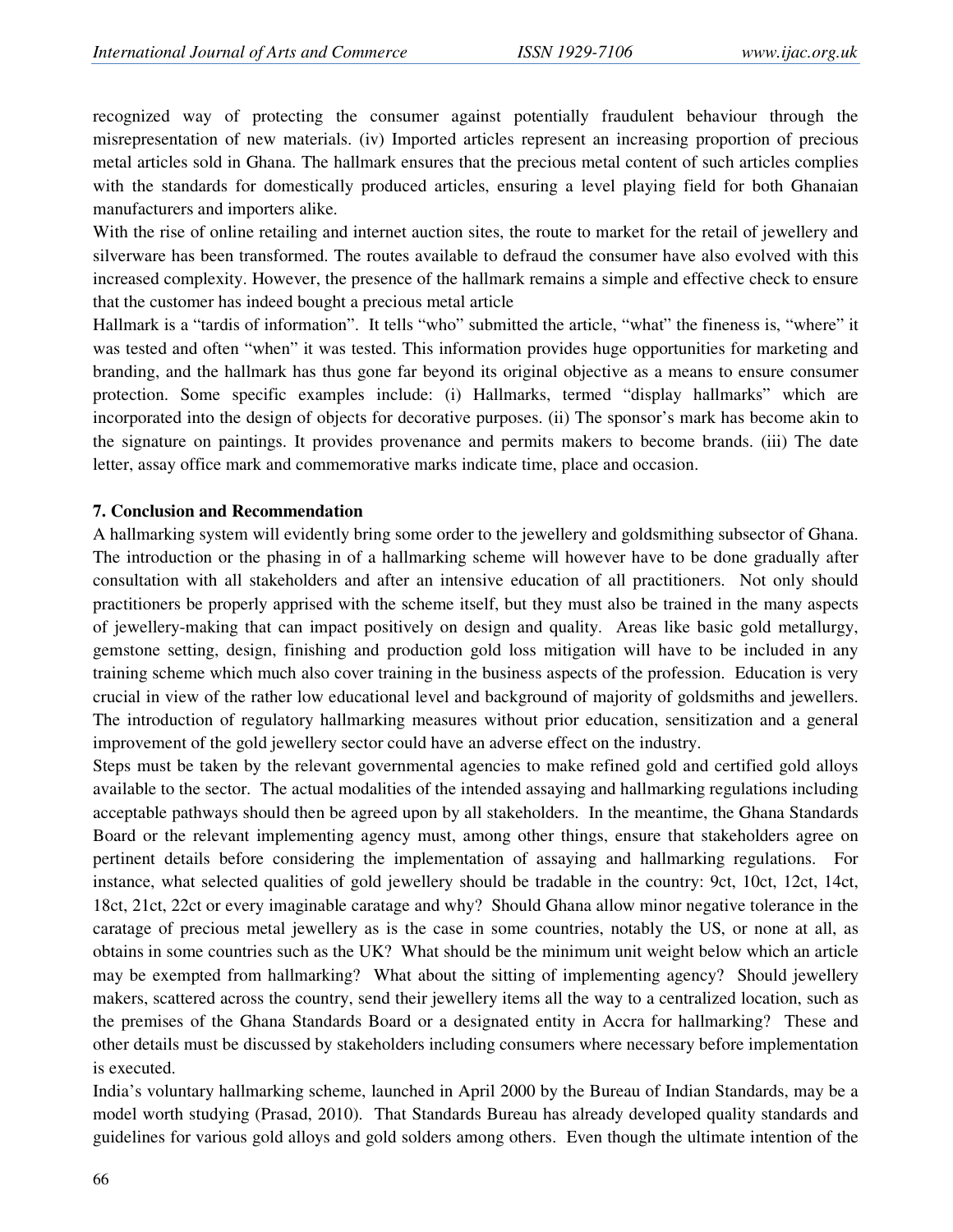recognized way of protecting the consumer against potentially fraudulent behaviour through the misrepresentation of new materials. (iv) Imported articles represent an increasing proportion of precious metal articles sold in Ghana. The hallmark ensures that the precious metal content of such articles complies with the standards for domestically produced articles, ensuring a level playing field for both Ghanaian manufacturers and importers alike.

With the rise of online retailing and internet auction sites, the route to market for the retail of jewellery and silverware has been transformed. The routes available to defraud the consumer have also evolved with this increased complexity. However, the presence of the hallmark remains a simple and effective check to ensure that the customer has indeed bought a precious metal article

Hallmark is a "tardis of information". It tells "who" submitted the article, "what" the fineness is, "where" it was tested and often "when" it was tested. This information provides huge opportunities for marketing and branding, and the hallmark has thus gone far beyond its original objective as a means to ensure consumer protection. Some specific examples include: (i) Hallmarks, termed "display hallmarks" which are incorporated into the design of objects for decorative purposes. (ii) The sponsor's mark has become akin to the signature on paintings. It provides provenance and permits makers to become brands. (iii) The date letter, assay office mark and commemorative marks indicate time, place and occasion.

## 7. Conclusion and Recommendation

A hallmarking system will evidently bring some order to the jewellery and goldsmithing subsector of Ghana. The introduction or the phasing in of a hallmarking scheme will however have to be done gradually after consultation with all stakeholders and after an intensive education of all practitioners. Not only should practitioners be properly apprised with the scheme itself, but they must also be trained in the many aspects of jewellery-making that can impact positively on design and quality. Areas like basic gold metallurgy, gemstone setting, design, finishing and production gold loss mitigation will have to be included in any training scheme which much also cover training in the business aspects of the profession. Education is very crucial in view of the rather low educational level and background of majority of goldsmiths and jewellers. The introduction of regulatory hallmarking measures without prior education, sensitization and a general improvement of the gold jewellery sector could have an adverse effect on the industry.

Steps must be taken by the relevant governmental agencies to make refined gold and certified gold alloys available to the sector. The actual modalities of the intended assaying and hallmarking regulations including acceptable pathways should then be agreed upon by all stakeholders. In the meantime, the Ghana Standards Board or the relevant implementing agency must, among other things, ensure that stakeholders agree on pertinent details before considering the implementation of assaying and hallmarking regulations. For instance, what selected qualities of gold jewellery should be tradable in the country: 9ct, 10ct, 12ct, 14ct, 18ct, 21ct, 22ct or every imaginable caratage and why? Should Ghana allow minor negative tolerance in the caratage of precious metal jewellery as is the case in some countries, notably the US, or none at all, as obtains in some countries such as the UK? What should be the minimum unit weight below which an article may be exempted from hallmarking? What about the sitting of implementing agency? Should jewellery makers, scattered across the country, send their jewellery items all the way to a centralized location, such as the premises of the Ghana Standards Board or a designated entity in Accra for hallmarking? These and other details must be discussed by stakeholders including consumers where necessary before implementation is executed.

India's voluntary hallmarking scheme, launched in April 2000 by the Bureau of Indian Standards, may be a model worth studying (Prasad, 2010). That Standards Bureau has already developed quality standards and guidelines for various gold alloys and gold solders among others. Even though the ultimate intention of the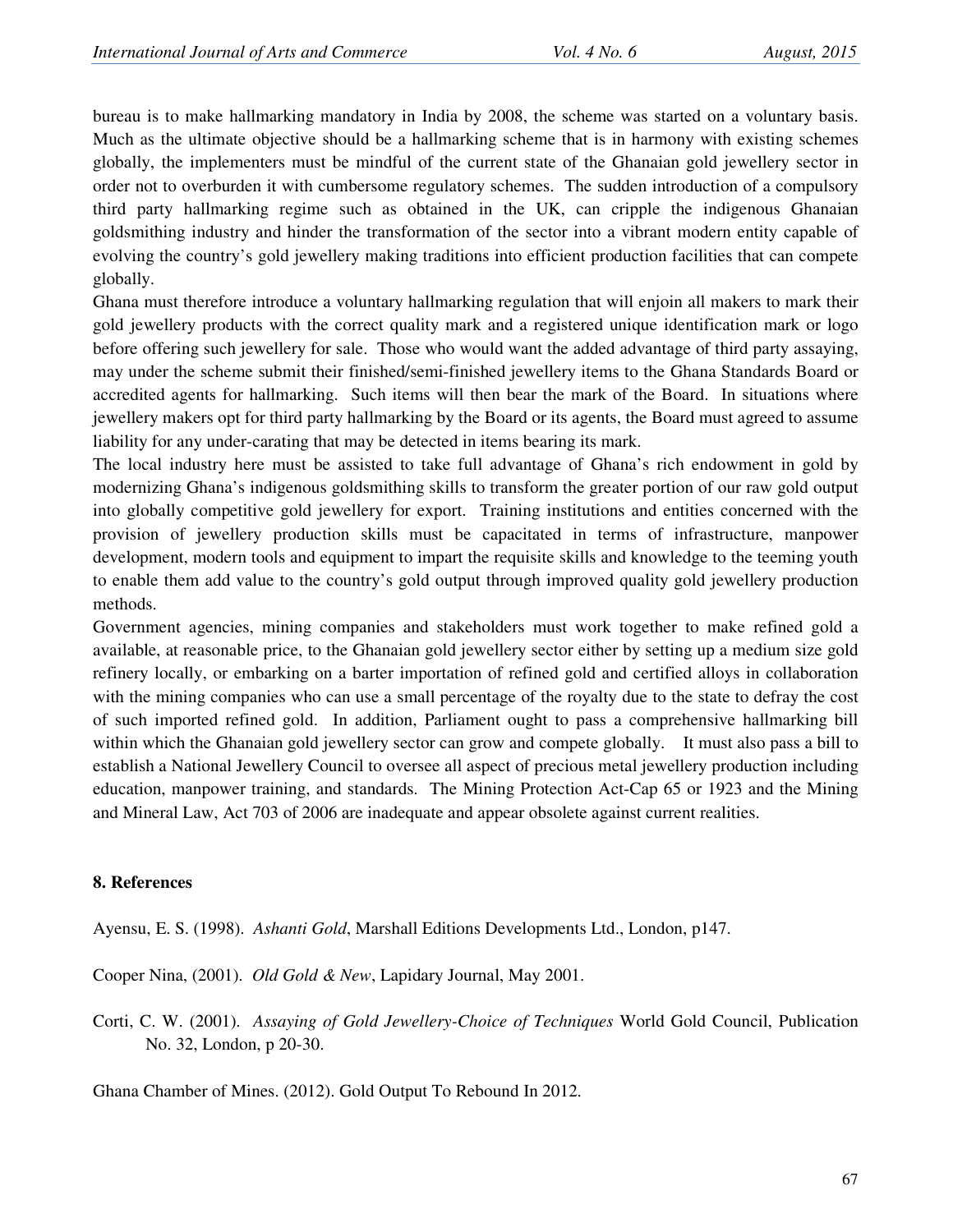bureau is to make hallmarking mandatory in India by 2008, the scheme was started on a voluntary basis. Much as the ultimate objective should be a hallmarking scheme that is in harmony with existing schemes globally, the implementers must be mindful of the current state of the Ghanaian gold jewellery sector in order not to overburden it with cumbersome regulatory schemes. The sudden introduction of a compulsory third party hallmarking regime such as obtained in the UK, can cripple the indigenous Ghanaian goldsmithing industry and hinder the transformation of the sector into a vibrant modern entity capable of evolving the country's gold jewellery making traditions into efficient production facilities that can compete globally.

Ghana must therefore introduce a voluntary hallmarking regulation that will enjoin all makers to mark their gold jewellery products with the correct quality mark and a registered unique identification mark or logo before offering such jewellery for sale. Those who would want the added advantage of third party assaying, may under the scheme submit their finished/semi-finished jewellery items to the Ghana Standards Board or accredited agents for hallmarking. Such items will then bear the mark of the Board. In situations where jewellery makers opt for third party hallmarking by the Board or its agents, the Board must agreed to assume liability for any under-carating that may be detected in items bearing its mark.

The local industry here must be assisted to take full advantage of Ghana's rich endowment in gold by modernizing Ghana's indigenous goldsmithing skills to transform the greater portion of our raw gold output into globally competitive gold jewellery for export. Training institutions and entities concerned with the provision of jewellery production skills must be capacitated in terms of infrastructure, manpower development, modern tools and equipment to impart the requisite skills and knowledge to the teeming youth to enable them add value to the country's gold output through improved quality gold jewellery production methods.

Government agencies, mining companies and stakeholders must work together to make refined gold a available, at reasonable price, to the Ghanaian gold jewellery sector either by setting up a medium size gold refinery locally, or embarking on a barter importation of refined gold and certified alloys in collaboration with the mining companies who can use a small percentage of the royalty due to the state to defray the cost of such imported refined gold. In addition, Parliament ought to pass a comprehensive hallmarking bill within which the Ghanaian gold jewellery sector can grow and compete globally. It must also pass a bill to establish a National Jewellery Council to oversee all aspect of precious metal jewellery production including education, manpower training, and standards. The Mining Protection Act-Cap 65 or 1923 and the Mining and Mineral Law, Act 703 of 2006 are inadequate and appear obsolete against current realities.

## 8. References

Ayensu, E. S. (1998). *Ashanti Gold*, Marshall Editions Developments Ltd., London, p147.

Cooper Nina, (2001). *Old Gold & New*, Lapidary Journal, May 2001.

Corti, C. W. (2001). *Assaying of Gold Jewellery-Choice of Techniques* World Gold Council, Publication No. 32, London, p 20-30.

Ghana Chamber of Mines. (2012). Gold Output To Rebound In 2012.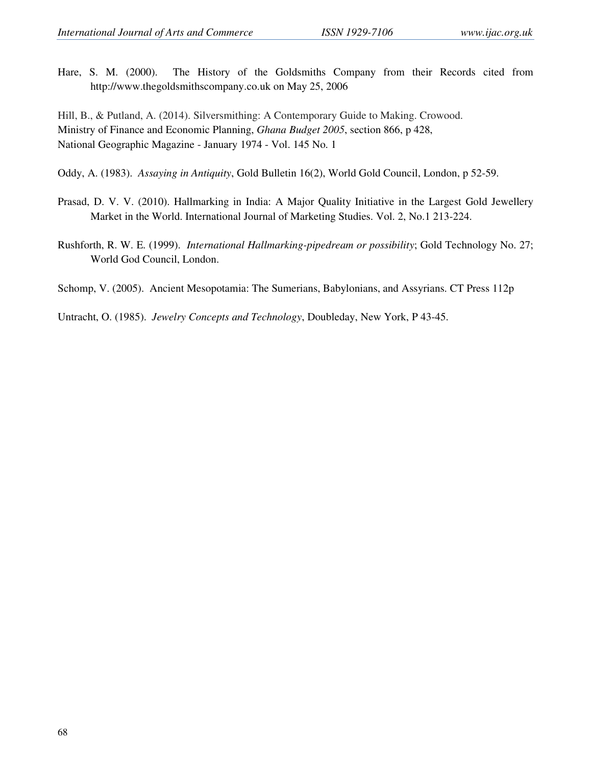Hare, S. M. (2000). The History of the Goldsmiths Company from their Records cited from http://www.thegoldsmithscompany.co.uk on May 25, 2006

Hill, B., & Putland, A. (2014). Silversmithing: A Contemporary Guide to Making. Crowood.
Ministry of Finance and Economic Planning, *Ghana Budget 2005*, section 866, p 428,
National Geographic Magazine - January 1974 - Vol. 145 No. 1

Oddy, A. (1983). *Assaying in Antiquity*, Gold Bulletin 16(2), World Gold Council, London, p 52-59.

Prasad, D. V. V. (2010). Hallmarking in India: A Major Quality Initiative in the Largest Gold Jewellery Market in the World. International Journal of Marketing Studies. Vol. 2, No.1 213-224.

Rushforth, R. W. E. (1999). *International Hallmarking-pipedream or possibility*; Gold Technology No. 27; World God Council, London.

Schomp, V. (2005). Ancient Mesopotamia: The Sumerians, Babylonians, and Assyrians. CT Press 112p

Untracht, O. (1985). *Jewelry Concepts and Technology*, Doubleday, New York, P 43-45.